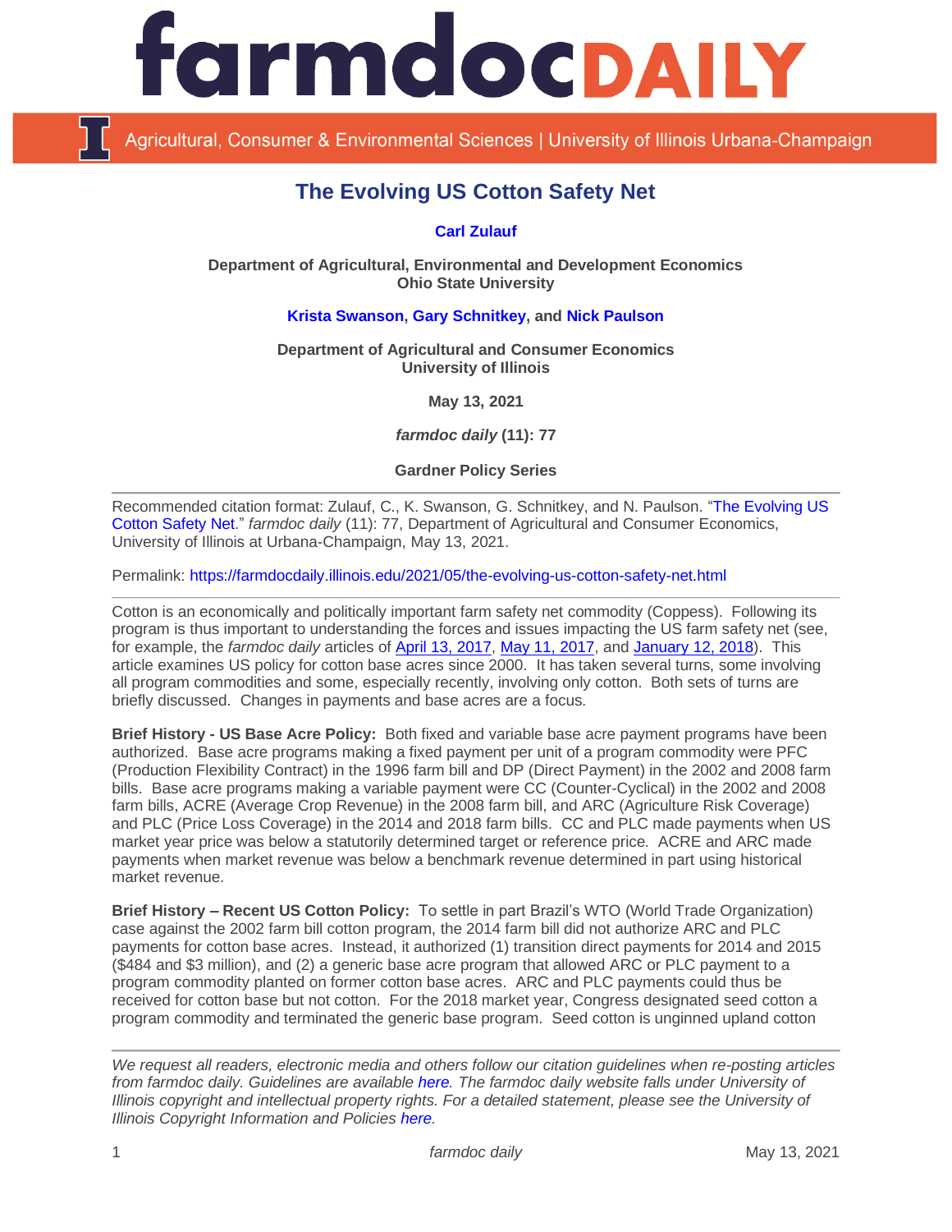# The Evolving US Cotton Safety Net

**Carl Zulauf**

**Department of Agricultural, Environmental and Development Economics**
**Ohio State University**

**Krista Swanson, Gary Schnitkey, and Nick Paulson**

**Department of Agricultural and Consumer Economics**
**University of Illinois**

**May 13, 2021**

***farmdoc daily* (11): 77**

**Gardner Policy Series**

---

Recommended citation format: Zulauf, C., K. Swanson, G. Schnitkey, and N. Paulson. "The Evolving US Cotton Safety Net." *farmdoc daily* (11): 77, Department of Agricultural and Consumer Economics, University of Illinois at Urbana-Champaign, May 13, 2021.

Permalink: https://farmdocdaily.illinois.edu/2021/05/the-evolving-us-cotton-safety-net.html

---

Cotton is an economically and politically important farm safety net commodity (Coppess). Following its program is thus important to understanding the forces and issues impacting the US farm safety net (see, for example, the *farmdoc daily* articles of April 13, 2017, May 11, 2017, and January 12, 2018). This article examines US policy for cotton base acres since 2000. It has taken several turns, some involving all program commodities and some, especially recently, involving only cotton. Both sets of turns are briefly discussed. Changes in payments and base acres are a focus.

**Brief History - US Base Acre Policy:** Both fixed and variable base acre payment programs have been authorized. Base acre programs making a fixed payment per unit of a program commodity were PFC (Production Flexibility Contract) in the 1996 farm bill and DP (Direct Payment) in the 2002 and 2008 farm bills. Base acre programs making a variable payment were CC (Counter-Cyclical) in the 2002 and 2008 farm bills, ACRE (Average Crop Revenue) in the 2008 farm bill, and ARC (Agriculture Risk Coverage) and PLC (Price Loss Coverage) in the 2014 and 2018 farm bills. CC and PLC made payments when US market year price was below a statutorily determined target or reference price. ACRE and ARC made payments when market revenue was below a benchmark revenue determined in part using historical market revenue.

**Brief History – Recent US Cotton Policy:** To settle in part Brazil's WTO (World Trade Organization) case against the 2002 farm bill cotton program, the 2014 farm bill did not authorize ARC and PLC payments for cotton base acres. Instead, it authorized (1) transition direct payments for 2014 and 2015 ($484 and $3 million), and (2) a generic base acre program that allowed ARC or PLC payment to a program commodity planted on former cotton base acres. ARC and PLC payments could thus be received for cotton base but not cotton. For the 2018 market year, Congress designated seed cotton a program commodity and terminated the generic base program. Seed cotton is unginned upland cotton

---

*We request all readers, electronic media and others follow our citation guidelines when re-posting articles from farmdoc daily. Guidelines are available here. The farmdoc daily website falls under University of Illinois copyright and intellectual property rights. For a detailed statement, please see the University of Illinois Copyright Information and Policies here.*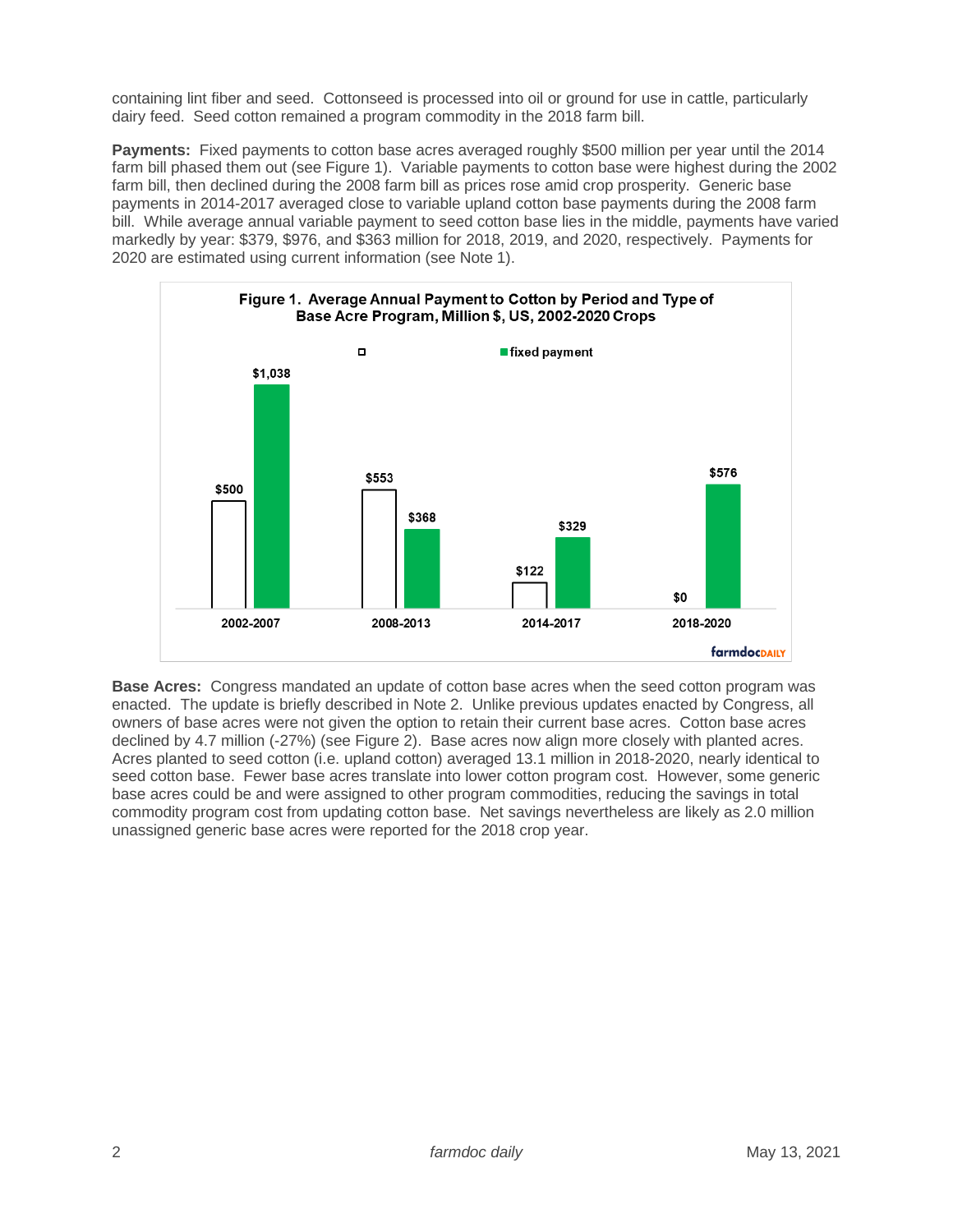containing lint fiber and seed. Cottonseed is processed into oil or ground for use in cattle, particularly dairy feed. Seed cotton remained a program commodity in the 2018 farm bill.

**Payments:** Fixed payments to cotton base acres averaged roughly $500 million per year until the 2014 farm bill phased them out (see Figure 1). Variable payments to cotton base were highest during the 2002 farm bill, then declined during the 2008 farm bill as prices rose amid crop prosperity. Generic base payments in 2014-2017 averaged close to variable upland cotton base payments during the 2008 farm bill. While average annual variable payment to seed cotton base lies in the middle, payments have varied markedly by year: $379, $976, and $363 million for 2018, 2019, and 2020, respectively. Payments for 2020 are estimated using current information (see Note 1).

**Figure 1. Average Annual Payment to Cotton by Period and Type of Base Acre Program, Million $, US, 2002-2020 Crops**

| Period | (unlabeled series) | fixed payment |
| --- | --- | --- |
| 2002-2007 | $500 | $1,038 |
| 2008-2013 | $553 | $368 |
| 2014-2017 | $122 | $329 |
| 2018-2020 | $0 | $576 |

farmdocDAILY

**Base Acres:** Congress mandated an update of cotton base acres when the seed cotton program was enacted. The update is briefly described in Note 2. Unlike previous updates enacted by Congress, all owners of base acres were not given the option to retain their current base acres. Cotton base acres declined by 4.7 million (-27%) (see Figure 2). Base acres now align more closely with planted acres. Acres planted to seed cotton (i.e. upland cotton) averaged 13.1 million in 2018-2020, nearly identical to seed cotton base. Fewer base acres translate into lower cotton program cost. However, some generic base acres could be and were assigned to other program commodities, reducing the savings in total commodity program cost from updating cotton base. Net savings nevertheless are likely as 2.0 million unassigned generic base acres were reported for the 2018 crop year.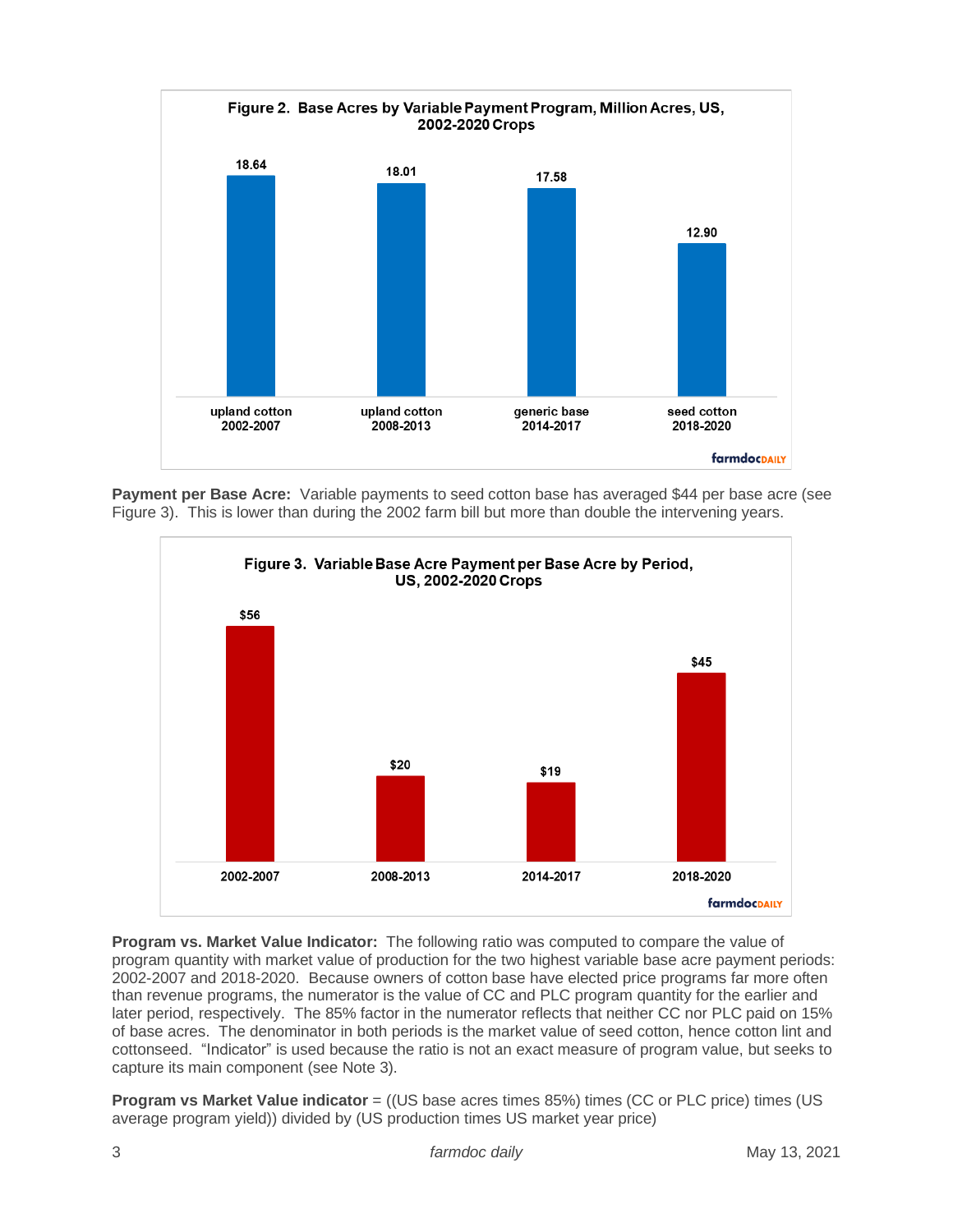**Figure 2. Base Acres by Variable Payment Program, Million Acres, US, 2002-2020 Crops**

| | upland cotton 2002-2007 | upland cotton 2008-2013 | generic base 2014-2017 | seed cotton 2018-2020 |
|---|---|---|---|---|
| Million Acres | 18.64 | 18.01 | 17.58 | 12.90 |

**Payment per Base Acre:** Variable payments to seed cotton base has averaged $44 per base acre (see Figure 3). This is lower than during the 2002 farm bill but more than double the intervening years.

**Figure 3. Variable Base Acre Payment per Base Acre by Period, US, 2002-2020 Crops**

| | 2002-2007 | 2008-2013 | 2014-2017 | 2018-2020 |
|---|---|---|---|---|
| Payment per Base Acre | $56 | $20 | $19 | $45 |

**Program vs. Market Value Indicator:** The following ratio was computed to compare the value of program quantity with market value of production for the two highest variable base acre payment periods: 2002-2007 and 2018-2020. Because owners of cotton base have elected price programs far more often than revenue programs, the numerator is the value of CC and PLC program quantity for the earlier and later period, respectively. The 85% factor in the numerator reflects that neither CC nor PLC paid on 15% of base acres. The denominator in both periods is the market value of seed cotton, hence cotton lint and cottonseed. "Indicator" is used because the ratio is not an exact measure of program value, but seeks to capture its main component (see Note 3).

**Program vs Market Value indicator** = ((US base acres times 85%) times (CC or PLC price) times (US average program yield)) divided by (US production times US market year price)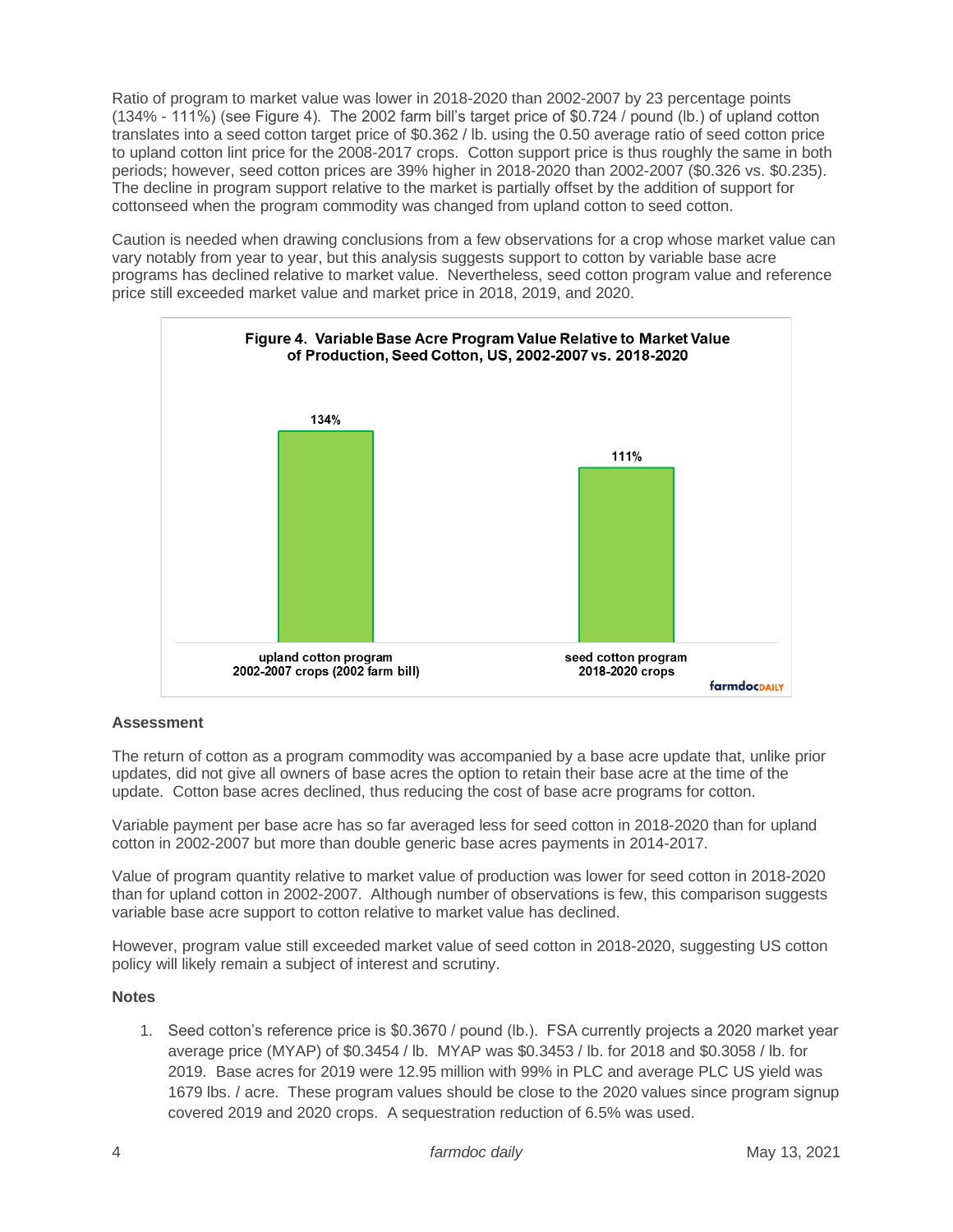Ratio of program to market value was lower in 2018-2020 than 2002-2007 by 23 percentage points (134% - 111%) (see Figure 4). The 2002 farm bill's target price of $0.724 / pound (lb.) of upland cotton translates into a seed cotton target price of $0.362 / lb. using the 0.50 average ratio of seed cotton price to upland cotton lint price for the 2008-2017 crops. Cotton support price is thus roughly the same in both periods; however, seed cotton prices are 39% higher in 2018-2020 than 2002-2007 ($0.326 vs. $0.235). The decline in program support relative to the market is partially offset by the addition of support for cottonseed when the program commodity was changed from upland cotton to seed cotton.

Caution is needed when drawing conclusions from a few observations for a crop whose market value can vary notably from year to year, but this analysis suggests support to cotton by variable base acre programs has declined relative to market value. Nevertheless, seed cotton program value and reference price still exceeded market value and market price in 2018, 2019, and 2020.

**Figure 4. Variable Base Acre Program Value Relative to Market Value of Production, Seed Cotton, US, 2002-2007 vs. 2018-2020**

| Program | Program value relative to market value |
|---|---|
| upland cotton program 2002-2007 crops (2002 farm bill) | 134% |
| seed cotton program 2018-2020 crops | 111% |

farmdoc DAILY

## Assessment

The return of cotton as a program commodity was accompanied by a base acre update that, unlike prior updates, did not give all owners of base acres the option to retain their base acre at the time of the update. Cotton base acres declined, thus reducing the cost of base acre programs for cotton.

Variable payment per base acre has so far averaged less for seed cotton in 2018-2020 than for upland cotton in 2002-2007 but more than double generic base acres payments in 2014-2017.

Value of program quantity relative to market value of production was lower for seed cotton in 2018-2020 than for upland cotton in 2002-2007. Although number of observations is few, this comparison suggests variable base acre support to cotton relative to market value has declined.

However, program value still exceeded market value of seed cotton in 2018-2020, suggesting US cotton policy will likely remain a subject of interest and scrutiny.

## Notes

1. Seed cotton's reference price is $0.3670 / pound (lb.). FSA currently projects a 2020 market year average price (MYAP) of $0.3454 / lb. MYAP was $0.3453 / lb. for 2018 and $0.3058 / lb. for 2019. Base acres for 2019 were 12.95 million with 99% in PLC and average PLC US yield was 1679 lbs. / acre. These program values should be close to the 2020 values since program signup covered 2019 and 2020 crops. A sequestration reduction of 6.5% was used.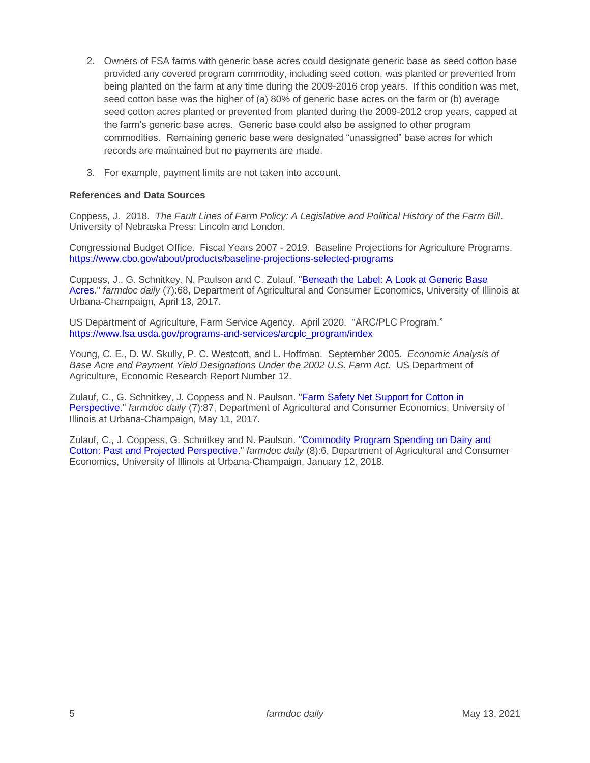2. Owners of FSA farms with generic base acres could designate generic base as seed cotton base provided any covered program commodity, including seed cotton, was planted or prevented from being planted on the farm at any time during the 2009-2016 crop years. If this condition was met, seed cotton base was the higher of (a) 80% of generic base acres on the farm or (b) average seed cotton acres planted or prevented from planted during the 2009-2012 crop years, capped at the farm's generic base acres. Generic base could also be assigned to other program commodities. Remaining generic base were designated "unassigned" base acres for which records are maintained but no payments are made.

3. For example, payment limits are not taken into account.

**References and Data Sources**

Coppess, J. 2018. *The Fault Lines of Farm Policy: A Legislative and Political History of the Farm Bill*. University of Nebraska Press: Lincoln and London.

Congressional Budget Office. Fiscal Years 2007 - 2019. Baseline Projections for Agriculture Programs. https://www.cbo.gov/about/products/baseline-projections-selected-programs

Coppess, J., G. Schnitkey, N. Paulson and C. Zulauf. "Beneath the Label: A Look at Generic Base Acres." *farmdoc daily* (7):68, Department of Agricultural and Consumer Economics, University of Illinois at Urbana-Champaign, April 13, 2017.

US Department of Agriculture, Farm Service Agency. April 2020. "ARC/PLC Program." https://www.fsa.usda.gov/programs-and-services/arcplc_program/index

Young, C. E., D. W. Skully, P. C. Westcott, and L. Hoffman. September 2005. *Economic Analysis of Base Acre and Payment Yield Designations Under the 2002 U.S. Farm Act*. US Department of Agriculture, Economic Research Report Number 12.

Zulauf, C., G. Schnitkey, J. Coppess and N. Paulson. "Farm Safety Net Support for Cotton in Perspective." *farmdoc daily* (7):87, Department of Agricultural and Consumer Economics, University of Illinois at Urbana-Champaign, May 11, 2017.

Zulauf, C., J. Coppess, G. Schnitkey and N. Paulson. "Commodity Program Spending on Dairy and Cotton: Past and Projected Perspective." *farmdoc daily* (8):6, Department of Agricultural and Consumer Economics, University of Illinois at Urbana-Champaign, January 12, 2018.